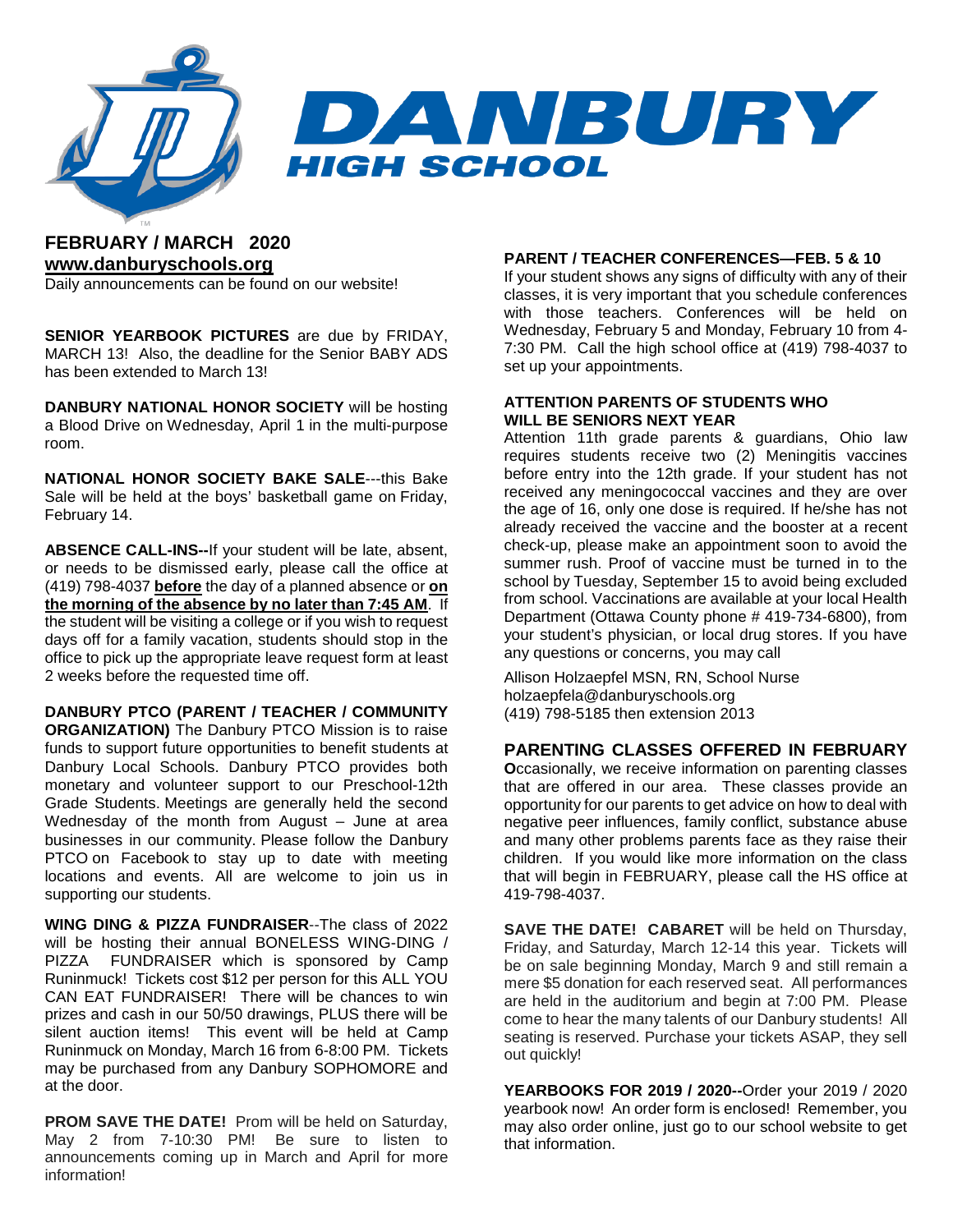# DANBURY HIGH SCHOOL

**FEBRUARY / MARCH 2020**
**www.danburyschools.org**
Daily announcements can be found on our website!

**SENIOR YEARBOOK PICTURES** are due by FRIDAY, MARCH 13! Also, the deadline for the Senior BABY ADS has been extended to March 13!

**DANBURY NATIONAL HONOR SOCIETY** will be hosting a Blood Drive on Wednesday, April 1 in the multi-purpose room.

**NATIONAL HONOR SOCIETY BAKE SALE**---this Bake Sale will be held at the boys' basketball game on Friday, February 14.

**ABSENCE CALL-INS--**If your student will be late, absent, or needs to be dismissed early, please call the office at (419) 798-4037 **before** the day of a planned absence or **on the morning of the absence by no later than 7:45 AM**. If the student will be visiting a college or if you wish to request days off for a family vacation, students should stop in the office to pick up the appropriate leave request form at least 2 weeks before the requested time off.

**DANBURY PTCO (PARENT / TEACHER / COMMUNITY ORGANIZATION)** The Danbury PTCO Mission is to raise funds to support future opportunities to benefit students at Danbury Local Schools. Danbury PTCO provides both monetary and volunteer support to our Preschool-12th Grade Students. Meetings are generally held the second Wednesday of the month from August – June at area businesses in our community. Please follow the Danbury PTCO on Facebook to stay up to date with meeting locations and events. All are welcome to join us in supporting our students.

**WING DING & PIZZA FUNDRAISER**--The class of 2022 will be hosting their annual BONELESS WING-DING / PIZZA FUNDRAISER which is sponsored by Camp Runinmuck! Tickets cost $12 per person for this ALL YOU CAN EAT FUNDRAISER! There will be chances to win prizes and cash in our 50/50 drawings, PLUS there will be silent auction items! This event will be held at Camp Runinmuck on Monday, March 16 from 6-8:00 PM. Tickets may be purchased from any Danbury SOPHOMORE and at the door.

**PROM SAVE THE DATE!** Prom will be held on Saturday, May 2 from 7-10:30 PM! Be sure to listen to announcements coming up in March and April for more information!

**PARENT / TEACHER CONFERENCES—FEB. 5 & 10**
If your student shows any signs of difficulty with any of their classes, it is very important that you schedule conferences with those teachers. Conferences will be held on Wednesday, February 5 and Monday, February 10 from 4-7:30 PM. Call the high school office at (419) 798-4037 to set up your appointments.

**ATTENTION PARENTS OF STUDENTS WHO WILL BE SENIORS NEXT YEAR**
Attention 11th grade parents & guardians, Ohio law requires students receive two (2) Meningitis vaccines before entry into the 12th grade. If your student has not received any meningococcal vaccines and they are over the age of 16, only one dose is required. If he/she has not already received the vaccine and the booster at a recent check-up, please make an appointment soon to avoid the summer rush. Proof of vaccine must be turned in to the school by Tuesday, September 15 to avoid being excluded from school. Vaccinations are available at your local Health Department (Ottawa County phone # 419-734-6800), from your student's physician, or local drug stores. If you have any questions or concerns, you may call

Allison Holzaepfel MSN, RN, School Nurse
holzaepfela@danburyschools.org
(419) 798-5185 then extension 2013

**PARENTING CLASSES OFFERED IN FEBRUARY**
**O**ccasionally, we receive information on parenting classes that are offered in our area. These classes provide an opportunity for our parents to get advice on how to deal with negative peer influences, family conflict, substance abuse and many other problems parents face as they raise their children. If you would like more information on the class that will begin in FEBRUARY, please call the HS office at 419-798-4037.

**SAVE THE DATE! CABARET** will be held on Thursday, Friday, and Saturday, March 12-14 this year. Tickets will be on sale beginning Monday, March 9 and still remain a mere $5 donation for each reserved seat. All performances are held in the auditorium and begin at 7:00 PM. Please come to hear the many talents of our Danbury students! All seating is reserved. Purchase your tickets ASAP, they sell out quickly!

**YEARBOOKS FOR 2019 / 2020--**Order your 2019 / 2020 yearbook now! An order form is enclosed! Remember, you may also order online, just go to our school website to get that information.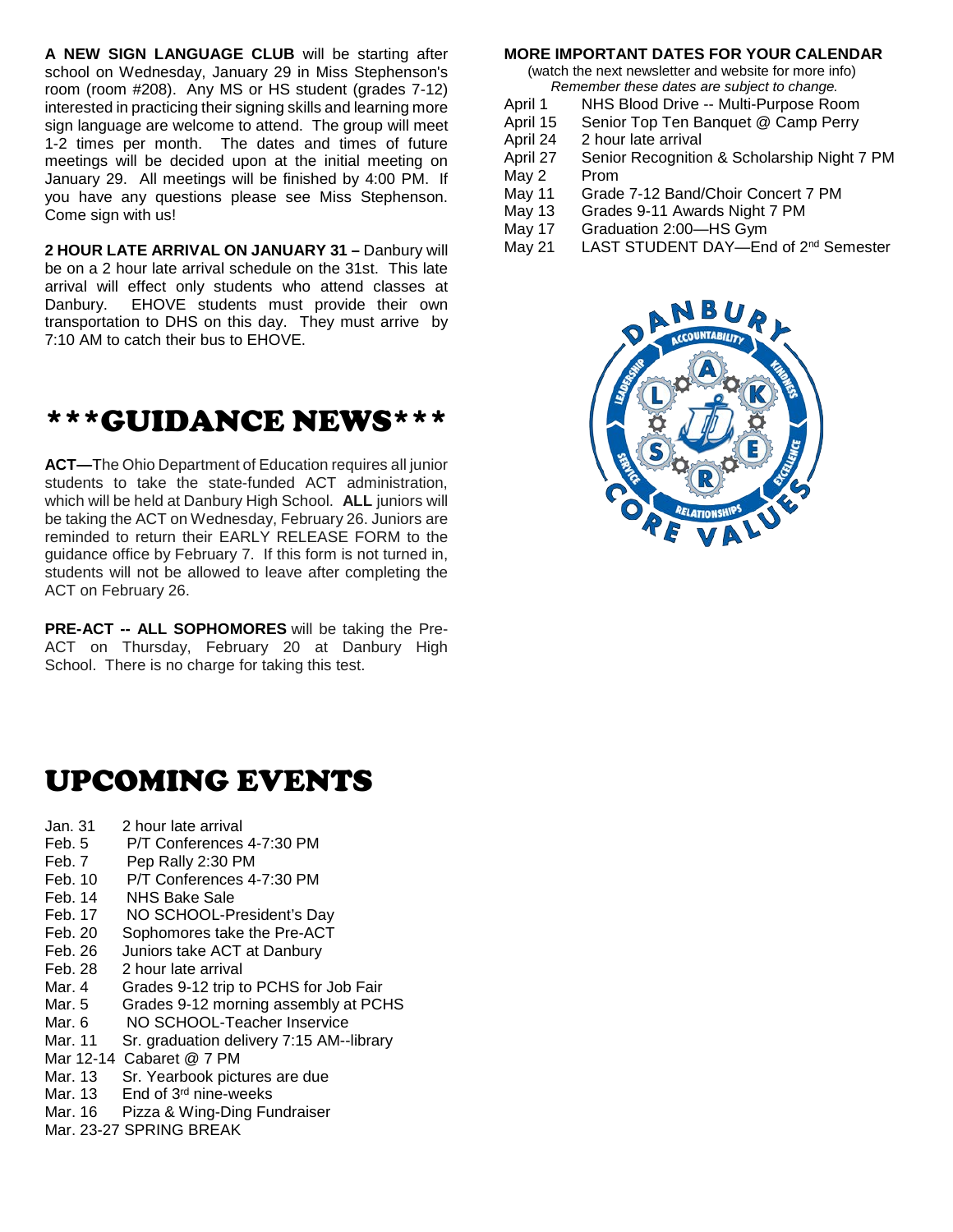**A NEW SIGN LANGUAGE CLUB** will be starting after school on Wednesday, January 29 in Miss Stephenson's room (room #208). Any MS or HS student (grades 7-12) interested in practicing their signing skills and learning more sign language are welcome to attend. The group will meet 1-2 times per month. The dates and times of future meetings will be decided upon at the initial meeting on January 29. All meetings will be finished by 4:00 PM. If you have any questions please see Miss Stephenson. Come sign with us!

**2 HOUR LATE ARRIVAL ON JANUARY 31 –** Danbury will be on a 2 hour late arrival schedule on the 31st. This late arrival will effect only students who attend classes at Danbury. EHOVE students must provide their own transportation to DHS on this day. They must arrive by 7:10 AM to catch their bus to EHOVE.

# ***GUIDANCE NEWS***

**ACT—**The Ohio Department of Education requires all junior students to take the state-funded ACT administration, which will be held at Danbury High School. **ALL** juniors will be taking the ACT on Wednesday, February 26. Juniors are reminded to return their EARLY RELEASE FORM to the guidance office by February 7. If this form is not turned in, students will not be allowed to leave after completing the ACT on February 26.

**PRE-ACT -- ALL SOPHOMORES** will be taking the Pre-ACT on Thursday, February 20 at Danbury High School. There is no charge for taking this test.

# UPCOMING EVENTS

- Jan. 31 2 hour late arrival
- Feb. 5 P/T Conferences 4-7:30 PM
- Feb. 7 Pep Rally 2:30 PM
- Feb. 10 P/T Conferences 4-7:30 PM
- Feb. 14 NHS Bake Sale
- Feb. 17 NO SCHOOL-President's Day
- Feb. 20 Sophomores take the Pre-ACT
- Feb. 26 Juniors take ACT at Danbury
- Feb. 28 2 hour late arrival
- Mar. 4 Grades 9-12 trip to PCHS for Job Fair
- Mar. 5 Grades 9-12 morning assembly at PCHS
- Mar. 6 NO SCHOOL-Teacher Inservice
- Mar. 11 Sr. graduation delivery 7:15 AM--library
- Mar 12-14 Cabaret @ 7 PM
- Mar. 13 Sr. Yearbook pictures are due
- Mar. 13 End of 3rd nine-weeks
- Mar. 16 Pizza & Wing-Ding Fundraiser
- Mar. 23-27 SPRING BREAK

**MORE IMPORTANT DATES FOR YOUR CALENDAR**

(watch the next newsletter and website for more info)

*Remember these dates are subject to change.*

- April 1 NHS Blood Drive -- Multi-Purpose Room
- April 15 Senior Top Ten Banquet @ Camp Perry
- April 24 2 hour late arrival
- April 27 Senior Recognition & Scholarship Night 7 PM
- May 2 Prom
- May 11 Grade 7-12 Band/Choir Concert 7 PM
- May 13 Grades 9-11 Awards Night 7 PM
- May 17 Graduation 2:00—HS Gym
- May 21 LAST STUDENT DAY—End of 2nd Semester

DANBURY
ACCOUNTABILITY
LEADERSHIP
KINDNESS
SERVICE
EXCELLENCE
RELATIONSHIPS
A L K S E R
CORE VALUES